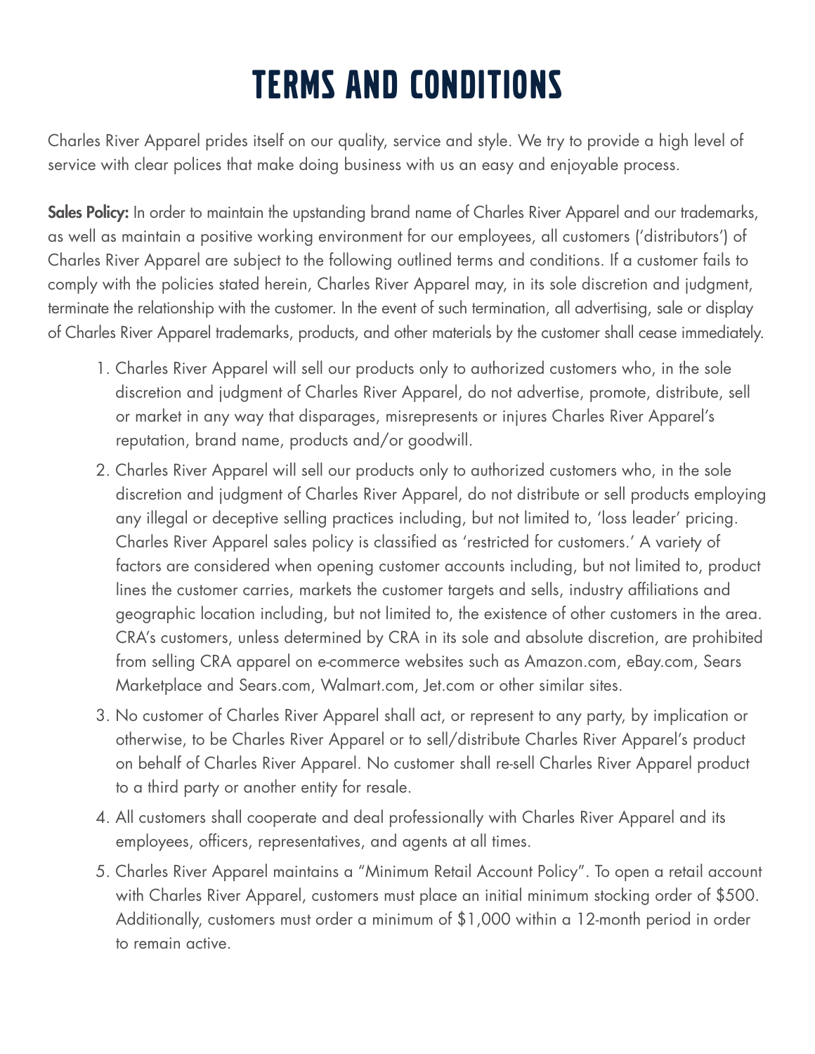# TERMS AND CONDITIONS

Charles River Apparel prides itself on our quality, service and style. We try to provide a high level of service with clear polices that make doing business with us an easy and enjoyable process.

**Sales Policy:** In order to maintain the upstanding brand name of Charles River Apparel and our trademarks, as well as maintain a positive working environment for our employees, all customers ('distributors') of Charles River Apparel are subject to the following outlined terms and conditions. If a customer fails to comply with the policies stated herein, Charles River Apparel may, in its sole discretion and judgment, terminate the relationship with the customer. In the event of such termination, all advertising, sale or display of Charles River Apparel trademarks, products, and other materials by the customer shall cease immediately.

1. Charles River Apparel will sell our products only to authorized customers who, in the sole discretion and judgment of Charles River Apparel, do not advertise, promote, distribute, sell or market in any way that disparages, misrepresents or injures Charles River Apparel's reputation, brand name, products and/or goodwill.
2. Charles River Apparel will sell our products only to authorized customers who, in the sole discretion and judgment of Charles River Apparel, do not distribute or sell products employing any illegal or deceptive selling practices including, but not limited to, 'loss leader' pricing. Charles River Apparel sales policy is classified as 'restricted for customers.' A variety of factors are considered when opening customer accounts including, but not limited to, product lines the customer carries, markets the customer targets and sells, industry affiliations and geographic location including, but not limited to, the existence of other customers in the area. CRA's customers, unless determined by CRA in its sole and absolute discretion, are prohibited from selling CRA apparel on e-commerce websites such as Amazon.com, eBay.com, Sears Marketplace and Sears.com, Walmart.com, Jet.com or other similar sites.
3. No customer of Charles River Apparel shall act, or represent to any party, by implication or otherwise, to be Charles River Apparel or to sell/distribute Charles River Apparel's product on behalf of Charles River Apparel. No customer shall re-sell Charles River Apparel product to a third party or another entity for resale.
4. All customers shall cooperate and deal professionally with Charles River Apparel and its employees, officers, representatives, and agents at all times.
5. Charles River Apparel maintains a "Minimum Retail Account Policy". To open a retail account with Charles River Apparel, customers must place an initial minimum stocking order of $500. Additionally, customers must order a minimum of $1,000 within a 12-month period in order to remain active.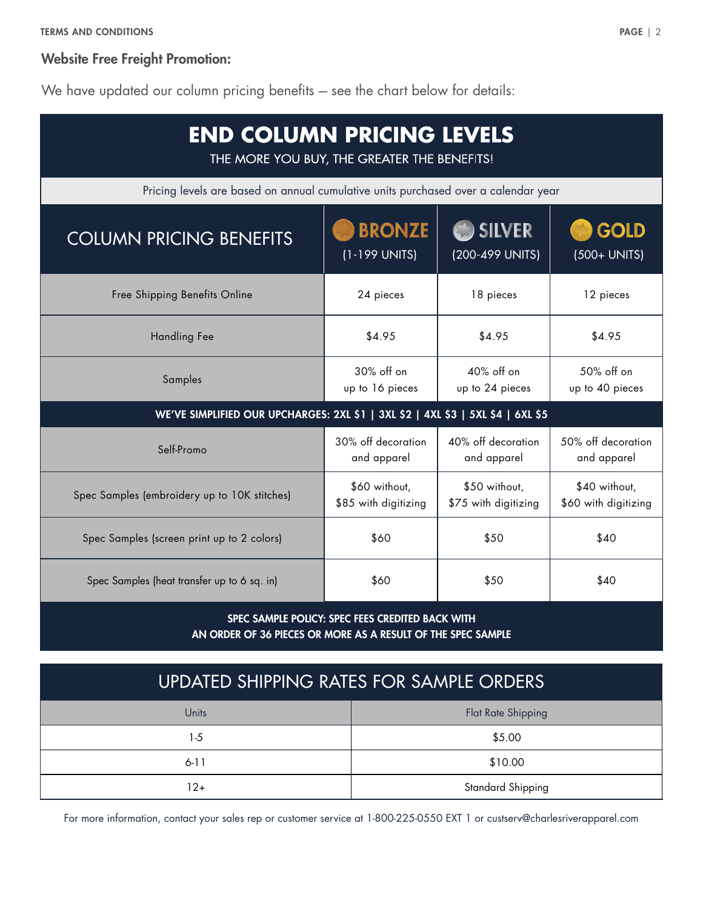## Website Free Freight Promotion:

We have updated our column pricing benefits – see the chart below for details:

# END COLUMN PRICING LEVELS

THE MORE YOU BUY, THE GREATER THE BENEFITS!

Pricing levels are based on annual cumulative units purchased over a calendar year

| COLUMN PRICING BENEFITS | BRONZE (1-199 UNITS) | SILVER (200-499 UNITS) | GOLD (500+ UNITS) |
|---|---|---|---|
| Free Shipping Benefits Online | 24 pieces | 18 pieces | 12 pieces |
| Handling Fee | $4.95 | $4.95 | $4.95 |
| Samples | 30% off on up to 16 pieces | 40% off on up to 24 pieces | 50% off on up to 40 pieces |
| **WE'VE SIMPLIFIED OUR UPCHARGES: 2XL $1 \| 3XL $2 \| 4XL $3 \| 5XL $4 \| 6XL $5** | | | |
| Self-Promo | 30% off decoration and apparel | 40% off decoration and apparel | 50% off decoration and apparel |
| Spec Samples (embroidery up to 10K stitches) | $60 without, $85 with digitizing | $50 without, $75 with digitizing | $40 without, $60 with digitizing |
| Spec Samples (screen print up to 2 colors) | $60 | $50 | $40 |
| Spec Samples (heat transfer up to 6 sq. in) | $60 | $50 | $40 |

**SPEC SAMPLE POLICY: SPEC FEES CREDITED BACK WITH AN ORDER OF 36 PIECES OR MORE AS A RESULT OF THE SPEC SAMPLE**

## UPDATED SHIPPING RATES FOR SAMPLE ORDERS

| Units | Flat Rate Shipping |
|---|---|
| 1-5 | $5.00 |
| 6-11 | $10.00 |
| 12+ | Standard Shipping |

For more information, contact your sales rep or customer service at 1-800-225-0550 EXT 1 or custserv@charlesriverapparel.com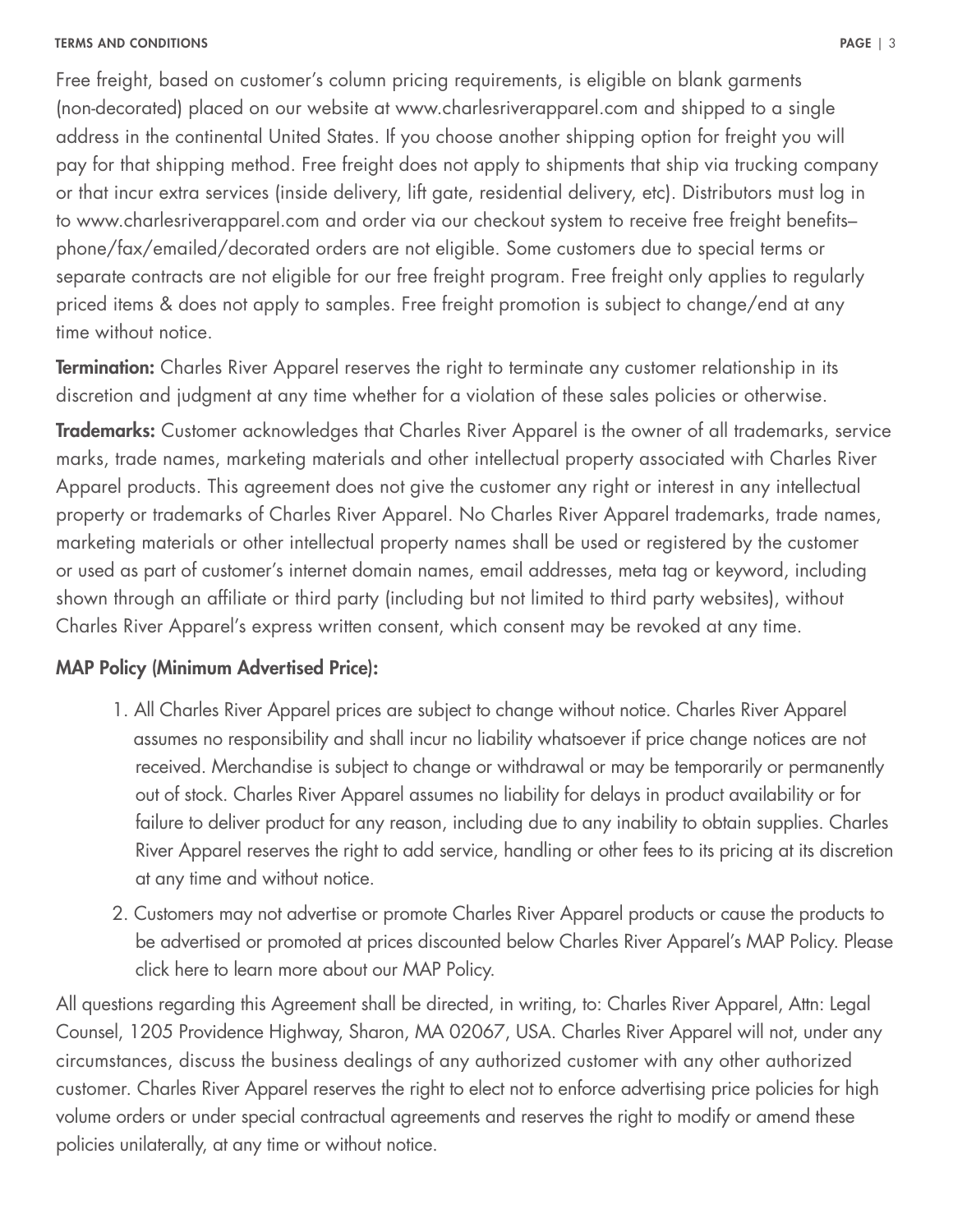Free freight, based on customer's column pricing requirements, is eligible on blank garments (non-decorated) placed on our website at www.charlesriverapparel.com and shipped to a single address in the continental United States. If you choose another shipping option for freight you will pay for that shipping method. Free freight does not apply to shipments that ship via trucking company or that incur extra services (inside delivery, lift gate, residential delivery, etc). Distributors must log in to www.charlesriverapparel.com and order via our checkout system to receive free freight benefits– phone/fax/emailed/decorated orders are not eligible. Some customers due to special terms or separate contracts are not eligible for our free freight program. Free freight only applies to regularly priced items & does not apply to samples. Free freight promotion is subject to change/end at any time without notice.

**Termination:** Charles River Apparel reserves the right to terminate any customer relationship in its discretion and judgment at any time whether for a violation of these sales policies or otherwise.

**Trademarks:** Customer acknowledges that Charles River Apparel is the owner of all trademarks, service marks, trade names, marketing materials and other intellectual property associated with Charles River Apparel products. This agreement does not give the customer any right or interest in any intellectual property or trademarks of Charles River Apparel. No Charles River Apparel trademarks, trade names, marketing materials or other intellectual property names shall be used or registered by the customer or used as part of customer's internet domain names, email addresses, meta tag or keyword, including shown through an affiliate or third party (including but not limited to third party websites), without Charles River Apparel's express written consent, which consent may be revoked at any time.

**MAP Policy (Minimum Advertised Price):**

1. All Charles River Apparel prices are subject to change without notice. Charles River Apparel assumes no responsibility and shall incur no liability whatsoever if price change notices are not received. Merchandise is subject to change or withdrawal or may be temporarily or permanently out of stock. Charles River Apparel assumes no liability for delays in product availability or for failure to deliver product for any reason, including due to any inability to obtain supplies. Charles River Apparel reserves the right to add service, handling or other fees to its pricing at its discretion at any time and without notice.
2. Customers may not advertise or promote Charles River Apparel products or cause the products to be advertised or promoted at prices discounted below Charles River Apparel's MAP Policy. Please click here to learn more about our MAP Policy.

All questions regarding this Agreement shall be directed, in writing, to: Charles River Apparel, Attn: Legal Counsel, 1205 Providence Highway, Sharon, MA 02067, USA. Charles River Apparel will not, under any circumstances, discuss the business dealings of any authorized customer with any other authorized customer. Charles River Apparel reserves the right to elect not to enforce advertising price policies for high volume orders or under special contractual agreements and reserves the right to modify or amend these policies unilaterally, at any time or without notice.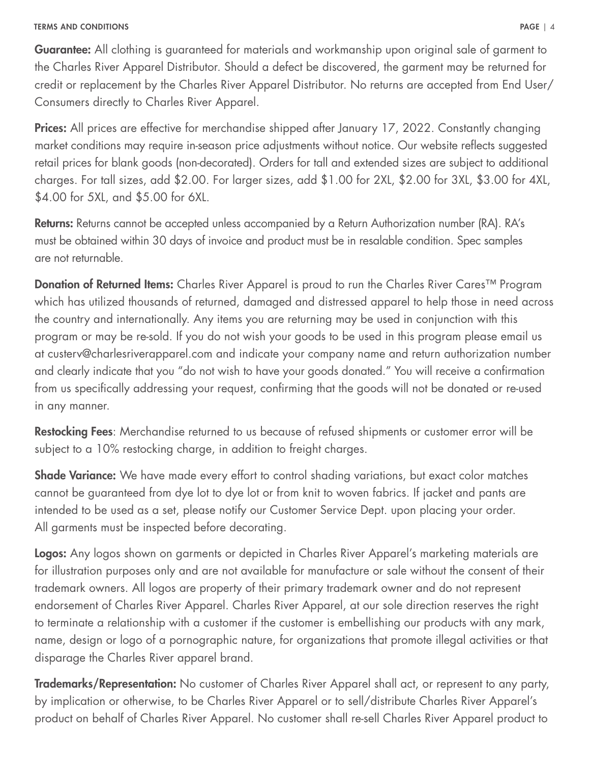**Guarantee:** All clothing is guaranteed for materials and workmanship upon original sale of garment to the Charles River Apparel Distributor. Should a defect be discovered, the garment may be returned for credit or replacement by the Charles River Apparel Distributor. No returns are accepted from End User/ Consumers directly to Charles River Apparel.

**Prices:** All prices are effective for merchandise shipped after January 17, 2022. Constantly changing market conditions may require in-season price adjustments without notice. Our website reflects suggested retail prices for blank goods (non-decorated). Orders for tall and extended sizes are subject to additional charges. For tall sizes, add $2.00. For larger sizes, add $1.00 for 2XL, $2.00 for 3XL, $3.00 for 4XL, $4.00 for 5XL, and $5.00 for 6XL.

**Returns:** Returns cannot be accepted unless accompanied by a Return Authorization number (RA). RA's must be obtained within 30 days of invoice and product must be in resalable condition. Spec samples are not returnable.

**Donation of Returned Items:** Charles River Apparel is proud to run the Charles River Cares™ Program which has utilized thousands of returned, damaged and distressed apparel to help those in need across the country and internationally. Any items you are returning may be used in conjunction with this program or may be re-sold. If you do not wish your goods to be used in this program please email us at custerv@charlesriverapparel.com and indicate your company name and return authorization number and clearly indicate that you "do not wish to have your goods donated." You will receive a confirmation from us specifically addressing your request, confirming that the goods will not be donated or re-used in any manner.

**Restocking Fees**: Merchandise returned to us because of refused shipments or customer error will be subject to a 10% restocking charge, in addition to freight charges.

**Shade Variance:** We have made every effort to control shading variations, but exact color matches cannot be guaranteed from dye lot to dye lot or from knit to woven fabrics. If jacket and pants are intended to be used as a set, please notify our Customer Service Dept. upon placing your order. All garments must be inspected before decorating.

**Logos:** Any logos shown on garments or depicted in Charles River Apparel's marketing materials are for illustration purposes only and are not available for manufacture or sale without the consent of their trademark owners. All logos are property of their primary trademark owner and do not represent endorsement of Charles River Apparel. Charles River Apparel, at our sole direction reserves the right to terminate a relationship with a customer if the customer is embellishing our products with any mark, name, design or logo of a pornographic nature, for organizations that promote illegal activities or that disparage the Charles River apparel brand.

**Trademarks/Representation:** No customer of Charles River Apparel shall act, or represent to any party, by implication or otherwise, to be Charles River Apparel or to sell/distribute Charles River Apparel's product on behalf of Charles River Apparel. No customer shall re-sell Charles River Apparel product to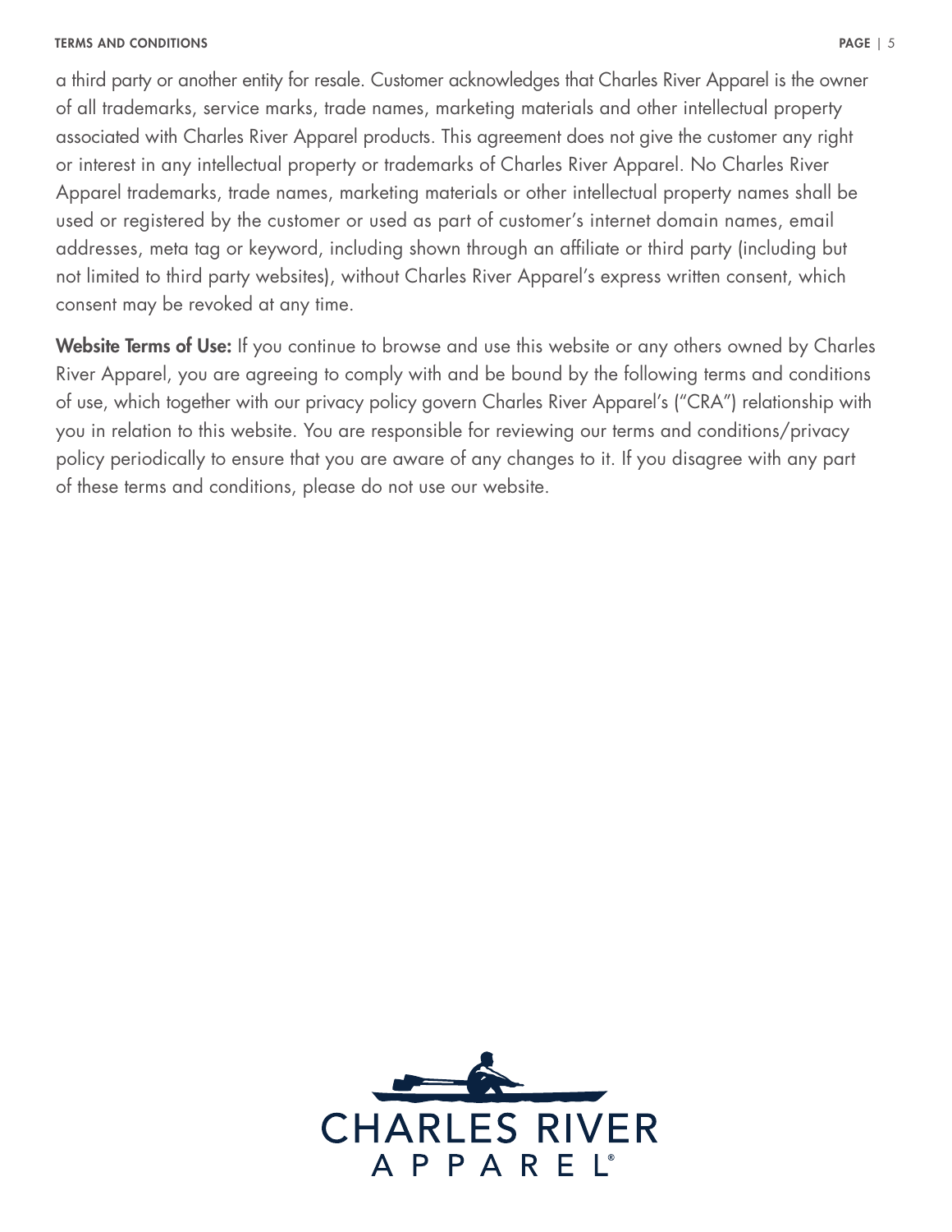a third party or another entity for resale. Customer acknowledges that Charles River Apparel is the owner of all trademarks, service marks, trade names, marketing materials and other intellectual property associated with Charles River Apparel products. This agreement does not give the customer any right or interest in any intellectual property or trademarks of Charles River Apparel. No Charles River Apparel trademarks, trade names, marketing materials or other intellectual property names shall be used or registered by the customer or used as part of customer's internet domain names, email addresses, meta tag or keyword, including shown through an affiliate or third party (including but not limited to third party websites), without Charles River Apparel's express written consent, which consent may be revoked at any time.

**Website Terms of Use:** If you continue to browse and use this website or any others owned by Charles River Apparel, you are agreeing to comply with and be bound by the following terms and conditions of use, which together with our privacy policy govern Charles River Apparel's ("CRA") relationship with you in relation to this website. You are responsible for reviewing our terms and conditions/privacy policy periodically to ensure that you are aware of any changes to it. If you disagree with any part of these terms and conditions, please do not use our website.

CHARLES RIVER APPAREL®